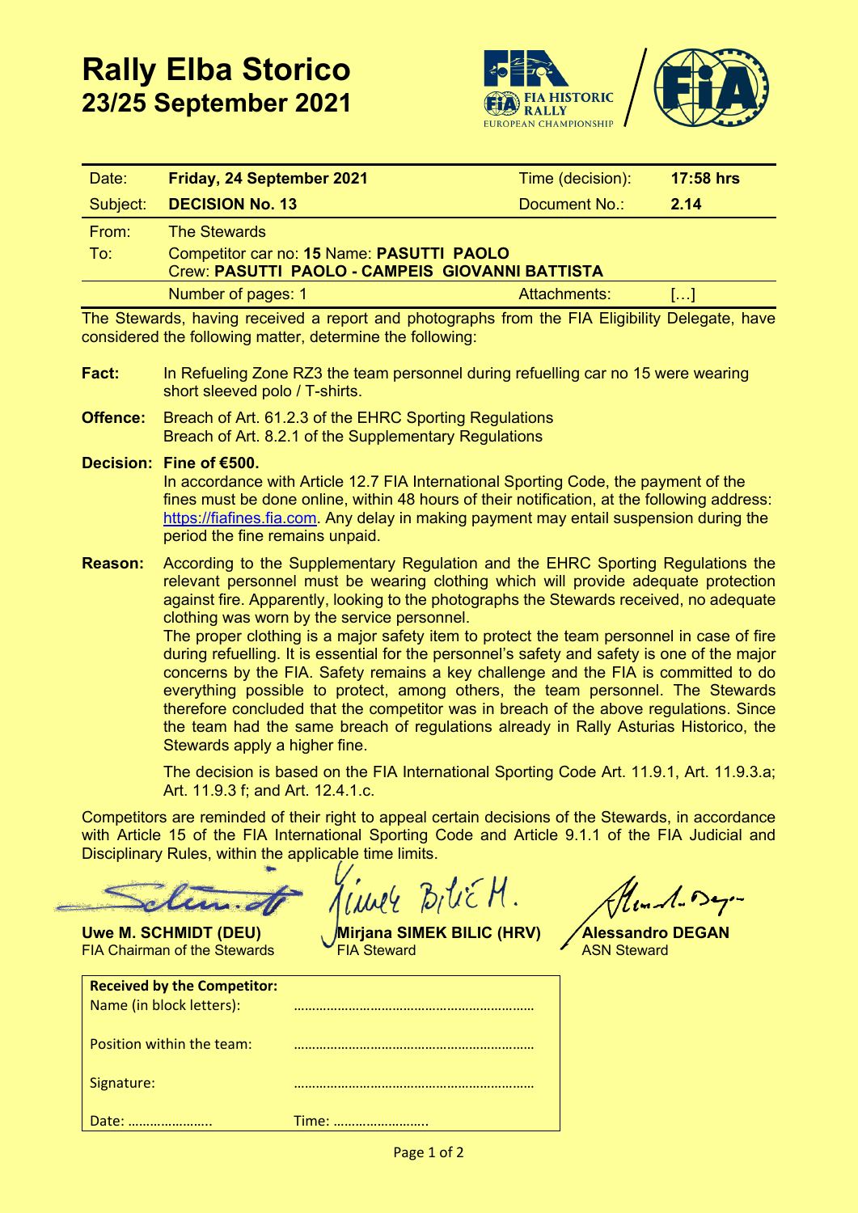# Rally Elba Storico
## 23/25 September 2021

| Date: | **Friday, 24 September 2021** | Time (decision): | **17:58 hrs** |
|---|---|---|---|
| Subject: | **DECISION No. 13** | Document No.: | **2.14** |
| From: | The Stewards | | |
| To: | Competitor car no: **15** Name: **PASUTTI PAOLO** Crew: **PASUTTI PAOLO - CAMPEIS GIOVANNI BATTISTA** | | |
| | Number of pages: 1 | Attachments: | […] |

The Stewards, having received a report and photographs from the FIA Eligibility Delegate, have considered the following matter, determine the following:

**Fact:** In Refueling Zone RZ3 the team personnel during refuelling car no 15 were wearing short sleeved polo / T-shirts.

**Offence:** Breach of Art. 61.2.3 of the EHRC Sporting Regulations
Breach of Art. 8.2.1 of the Supplementary Regulations

**Decision: Fine of €500.**
In accordance with Article 12.7 FIA International Sporting Code, the payment of the fines must be done online, within 48 hours of their notification, at the following address: https://fiafines.fia.com. Any delay in making payment may entail suspension during the period the fine remains unpaid.

**Reason:** According to the Supplementary Regulation and the EHRC Sporting Regulations the relevant personnel must be wearing clothing which will provide adequate protection against fire. Apparently, looking to the photographs the Stewards received, no adequate clothing was worn by the service personnel.
The proper clothing is a major safety item to protect the team personnel in case of fire during refuelling. It is essential for the personnel's safety and safety is one of the major concerns by the FIA. Safety remains a key challenge and the FIA is committed to do everything possible to protect, among others, the team personnel. The Stewards therefore concluded that the competitor was in breach of the above regulations. Since the team had the same breach of regulations already in Rally Asturias Historico, the Stewards apply a higher fine.

The decision is based on the FIA International Sporting Code Art. 11.9.1, Art. 11.9.3.a; Art. 11.9.3 f; and Art. 12.4.1.c.

Competitors are reminded of their right to appeal certain decisions of the Stewards, in accordance with Article 15 of the FIA International Sporting Code and Article 9.1.1 of the FIA Judicial and Disciplinary Rules, within the applicable time limits.

| **Uwe M. SCHMIDT (DEU)** | **Mirjana SIMEK BILIC (HRV)** | **Alessandro DEGAN** |
|---|---|---|
| FIA Chairman of the Stewards | FIA Steward | ASN Steward |

| **Received by the Competitor:** | |
|---|---|
| Name (in block letters): | ………………………………………………………… |
| Position within the team: | ………………………………………………………… |
| Signature: | ………………………………………………………… |
| Date: ………………….. | Time: …………………….. |